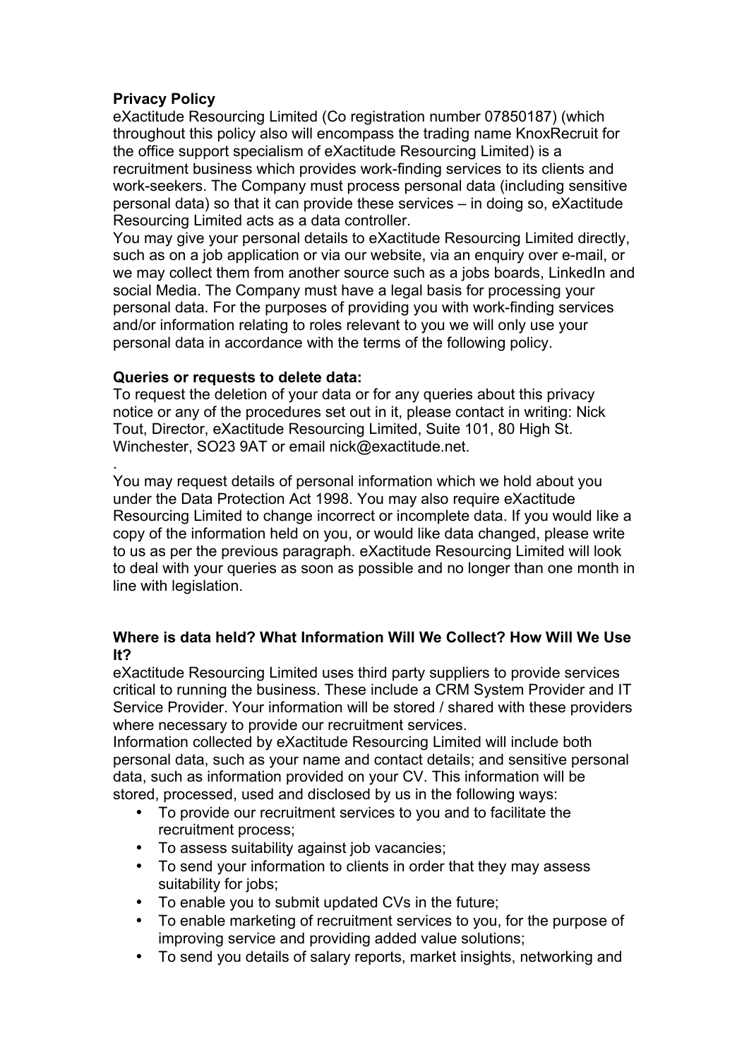**Privacy Policy**

eXactitude Resourcing Limited (Co registration number 07850187) (which throughout this policy also will encompass the trading name KnoxRecruit for the office support specialism of eXactitude Resourcing Limited) is a recruitment business which provides work-finding services to its clients and work-seekers. The Company must process personal data (including sensitive personal data) so that it can provide these services – in doing so, eXactitude Resourcing Limited acts as a data controller.

You may give your personal details to eXactitude Resourcing Limited directly, such as on a job application or via our website, via an enquiry over e-mail, or we may collect them from another source such as a jobs boards, LinkedIn and social Media. The Company must have a legal basis for processing your personal data. For the purposes of providing you with work-finding services and/or information relating to roles relevant to you we will only use your personal data in accordance with the terms of the following policy.

**Queries or requests to delete data:**

To request the deletion of your data or for any queries about this privacy notice or any of the procedures set out in it, please contact in writing: Nick Tout, Director, eXactitude Resourcing Limited, Suite 101, 80 High St. Winchester, SO23 9AT or email nick@exactitude.net.

.

You may request details of personal information which we hold about you under the Data Protection Act 1998. You may also require eXactitude Resourcing Limited to change incorrect or incomplete data. If you would like a copy of the information held on you, or would like data changed, please write to us as per the previous paragraph. eXactitude Resourcing Limited will look to deal with your queries as soon as possible and no longer than one month in line with legislation.

**Where is data held? What Information Will We Collect? How Will We Use It?**

eXactitude Resourcing Limited uses third party suppliers to provide services critical to running the business. These include a CRM System Provider and IT Service Provider. Your information will be stored / shared with these providers where necessary to provide our recruitment services.

Information collected by eXactitude Resourcing Limited will include both personal data, such as your name and contact details; and sensitive personal data, such as information provided on your CV. This information will be stored, processed, used and disclosed by us in the following ways:

- To provide our recruitment services to you and to facilitate the recruitment process;
- To assess suitability against job vacancies;
- To send your information to clients in order that they may assess suitability for jobs;
- To enable you to submit updated CVs in the future;
- To enable marketing of recruitment services to you, for the purpose of improving service and providing added value solutions;
- To send you details of salary reports, market insights, networking and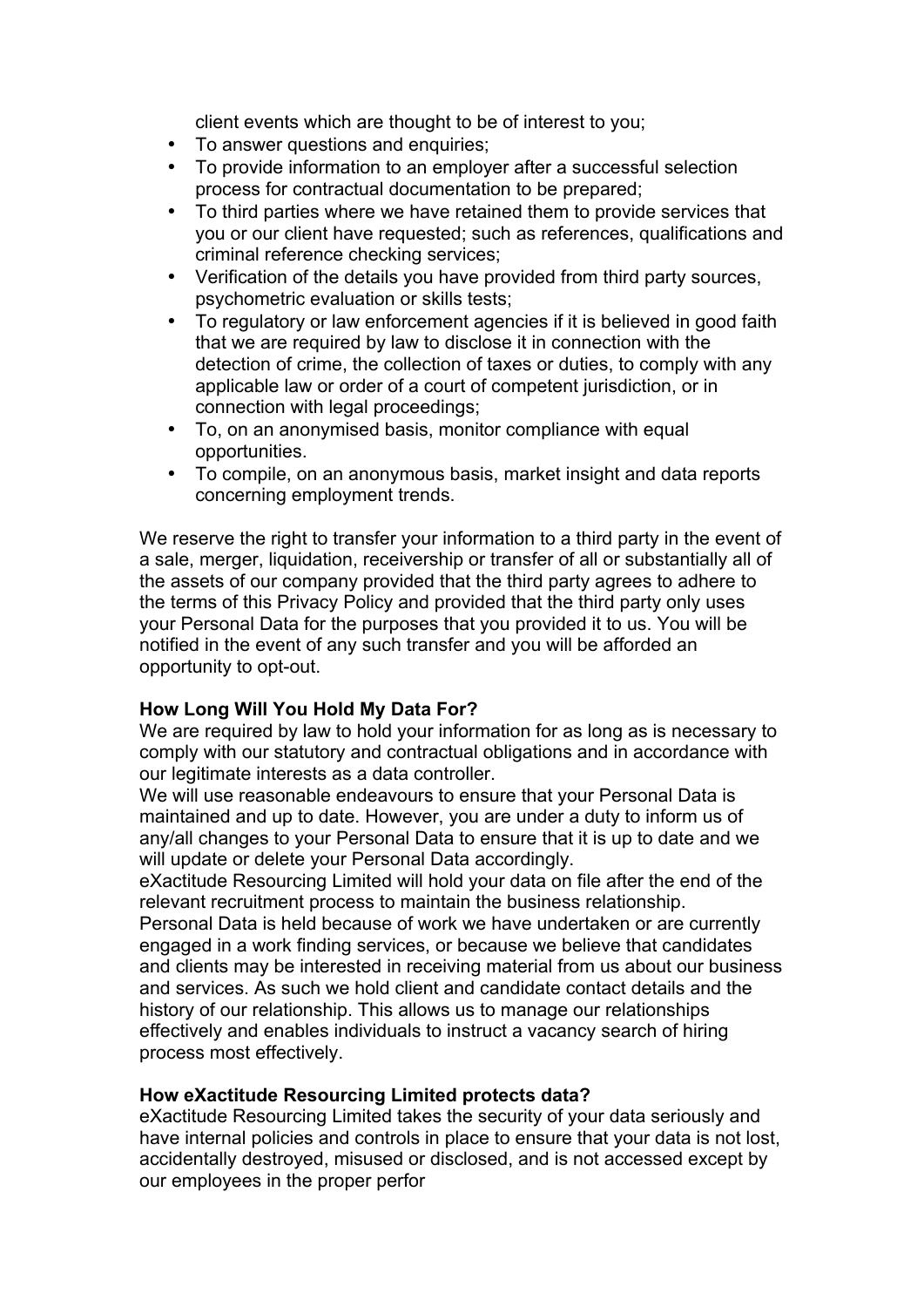client events which are thought to be of interest to you;

- To answer questions and enquiries;
- To provide information to an employer after a successful selection process for contractual documentation to be prepared;
- To third parties where we have retained them to provide services that you or our client have requested; such as references, qualifications and criminal reference checking services;
- Verification of the details you have provided from third party sources, psychometric evaluation or skills tests;
- To regulatory or law enforcement agencies if it is believed in good faith that we are required by law to disclose it in connection with the detection of crime, the collection of taxes or duties, to comply with any applicable law or order of a court of competent jurisdiction, or in connection with legal proceedings;
- To, on an anonymised basis, monitor compliance with equal opportunities.
- To compile, on an anonymous basis, market insight and data reports concerning employment trends.

We reserve the right to transfer your information to a third party in the event of a sale, merger, liquidation, receivership or transfer of all or substantially all of the assets of our company provided that the third party agrees to adhere to the terms of this Privacy Policy and provided that the third party only uses your Personal Data for the purposes that you provided it to us. You will be notified in the event of any such transfer and you will be afforded an opportunity to opt-out.

**How Long Will You Hold My Data For?**

We are required by law to hold your information for as long as is necessary to comply with our statutory and contractual obligations and in accordance with our legitimate interests as a data controller.

We will use reasonable endeavours to ensure that your Personal Data is maintained and up to date. However, you are under a duty to inform us of any/all changes to your Personal Data to ensure that it is up to date and we will update or delete your Personal Data accordingly.

eXactitude Resourcing Limited will hold your data on file after the end of the relevant recruitment process to maintain the business relationship.

Personal Data is held because of work we have undertaken or are currently engaged in a work finding services, or because we believe that candidates and clients may be interested in receiving material from us about our business and services. As such we hold client and candidate contact details and the history of our relationship. This allows us to manage our relationships effectively and enables individuals to instruct a vacancy search of hiring process most effectively.

**How eXactitude Resourcing Limited protects data?**

eXactitude Resourcing Limited takes the security of your data seriously and have internal policies and controls in place to ensure that your data is not lost, accidentally destroyed, misused or disclosed, and is not accessed except by our employees in the proper perfor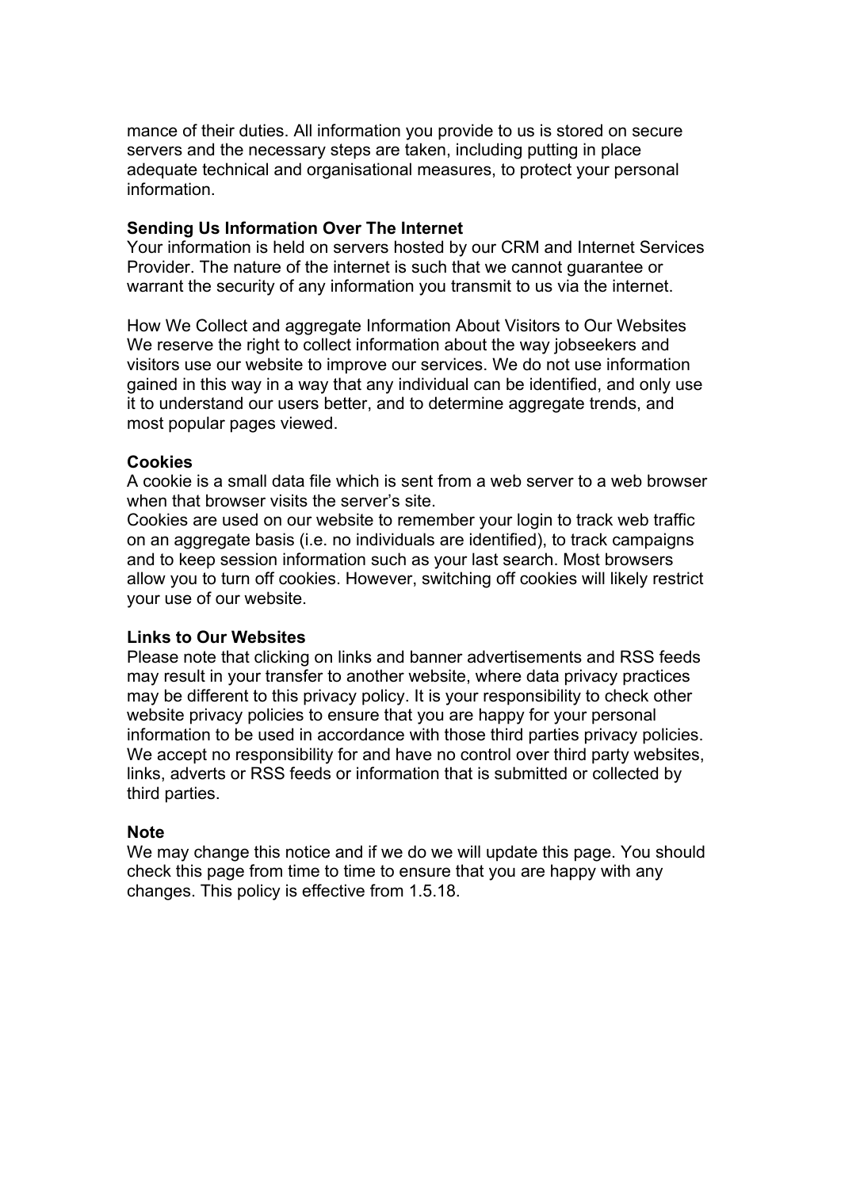mance of their duties. All information you provide to us is stored on secure servers and the necessary steps are taken, including putting in place adequate technical and organisational measures, to protect your personal information.

**Sending Us Information Over The Internet**
Your information is held on servers hosted by our CRM and Internet Services Provider. The nature of the internet is such that we cannot guarantee or warrant the security of any information you transmit to us via the internet.

How We Collect and aggregate Information About Visitors to Our Websites
We reserve the right to collect information about the way jobseekers and visitors use our website to improve our services. We do not use information gained in this way in a way that any individual can be identified, and only use it to understand our users better, and to determine aggregate trends, and most popular pages viewed.

**Cookies**
A cookie is a small data file which is sent from a web server to a web browser when that browser visits the server's site.
Cookies are used on our website to remember your login to track web traffic on an aggregate basis (i.e. no individuals are identified), to track campaigns and to keep session information such as your last search. Most browsers allow you to turn off cookies. However, switching off cookies will likely restrict your use of our website.

**Links to Our Websites**
Please note that clicking on links and banner advertisements and RSS feeds may result in your transfer to another website, where data privacy practices may be different to this privacy policy. It is your responsibility to check other website privacy policies to ensure that you are happy for your personal information to be used in accordance with those third parties privacy policies. We accept no responsibility for and have no control over third party websites, links, adverts or RSS feeds or information that is submitted or collected by third parties.

**Note**
We may change this notice and if we do we will update this page. You should check this page from time to time to ensure that you are happy with any changes. This policy is effective from 1.5.18.